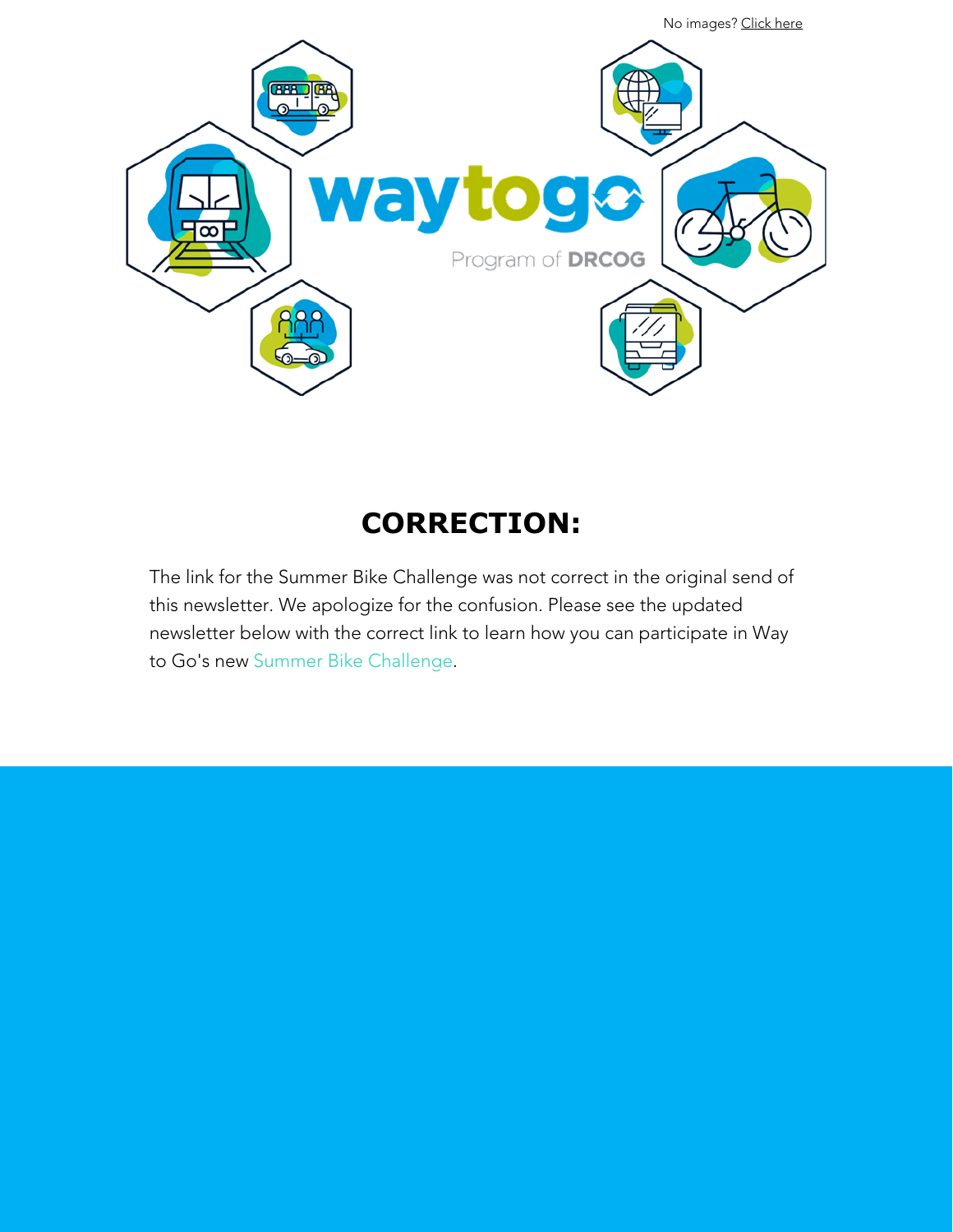No images? Click here

# CORRECTION:

The link for the Summer Bike Challenge was not correct in the original send of this newsletter. We apologize for the confusion. Please see the updated newsletter below with the correct link to learn how you can participate in Way to Go's new Summer Bike Challenge.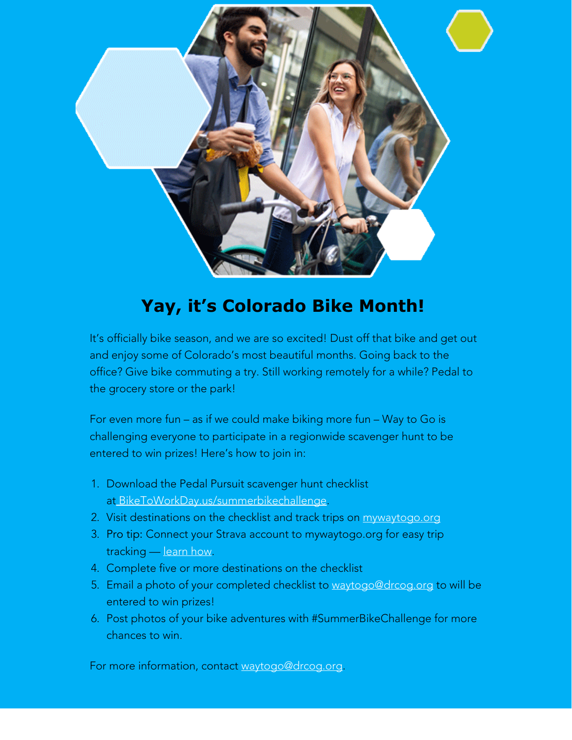# Yay, it's Colorado Bike Month!

It's officially bike season, and we are so excited! Dust off that bike and get out and enjoy some of Colorado's most beautiful months. Going back to the office? Give bike commuting a try. Still working remotely for a while? Pedal to the grocery store or the park!

For even more fun – as if we could make biking more fun – Way to Go is challenging everyone to participate in a regionwide scavenger hunt to be entered to win prizes! Here's how to join in:

1. Download the Pedal Pursuit scavenger hunt checklist at BikeToWorkDay.us/summerbikechallenge.
2. Visit destinations on the checklist and track trips on mywaytogo.org
3. Pro tip: Connect your Strava account to mywaytogo.org for easy trip tracking — learn how.
4. Complete five or more destinations on the checklist
5. Email a photo of your completed checklist to waytogo@drcog.org to will be entered to win prizes!
6. Post photos of your bike adventures with #SummerBikeChallenge for more chances to win.

For more information, contact waytogo@drcog.org.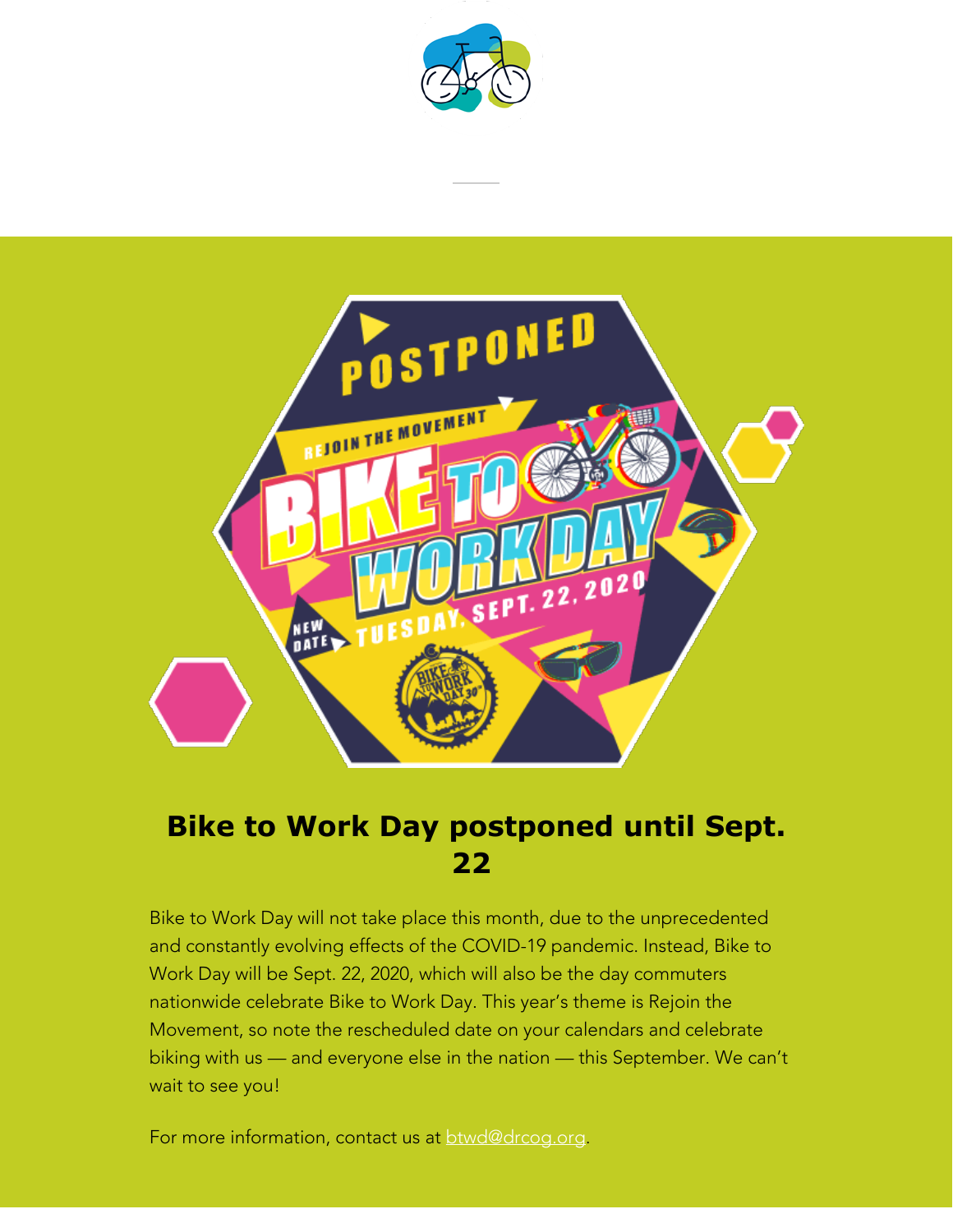## Bike to Work Day postponed until Sept. 22

Bike to Work Day will not take place this month, due to the unprecedented and constantly evolving effects of the COVID-19 pandemic. Instead, Bike to Work Day will be Sept. 22, 2020, which will also be the day commuters nationwide celebrate Bike to Work Day. This year's theme is Rejoin the Movement, so note the rescheduled date on your calendars and celebrate biking with us — and everyone else in the nation — this September. We can't wait to see you!

For more information, contact us at btwd@drcog.org.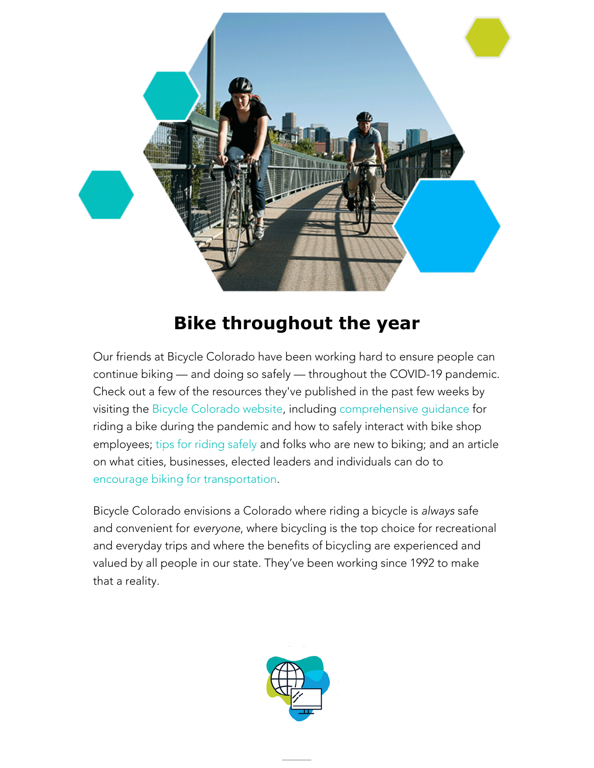## Bike throughout the year

Our friends at Bicycle Colorado have been working hard to ensure people can continue biking — and doing so safely — throughout the COVID-19 pandemic. Check out a few of the resources they've published in the past few weeks by visiting the Bicycle Colorado website, including comprehensive guidance for riding a bike during the pandemic and how to safely interact with bike shop employees; tips for riding safely and folks who are new to biking; and an article on what cities, businesses, elected leaders and individuals can do to encourage biking for transportation.

Bicycle Colorado envisions a Colorado where riding a bicycle is *always* safe and convenient for *everyone*, where bicycling is the top choice for recreational and everyday trips and where the benefits of bicycling are experienced and valued by all people in our state. They've been working since 1992 to make that a reality.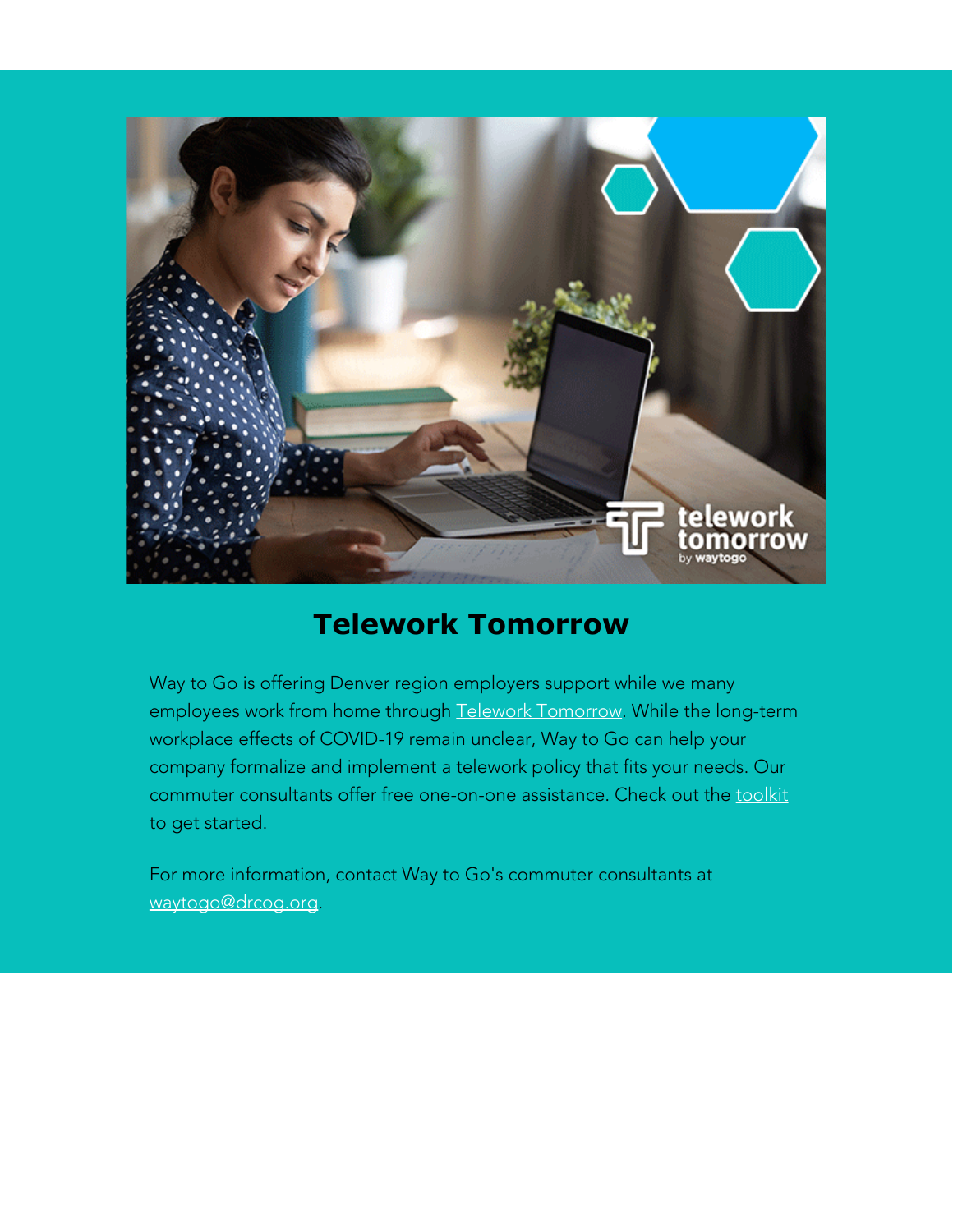## Telework Tomorrow

Way to Go is offering Denver region employers support while we many employees work from home through Telework Tomorrow. While the long-term workplace effects of COVID-19 remain unclear, Way to Go can help your company formalize and implement a telework policy that fits your needs. Our commuter consultants offer free one-on-one assistance. Check out the toolkit to get started.

For more information, contact Way to Go's commuter consultants at waytogo@drcog.org.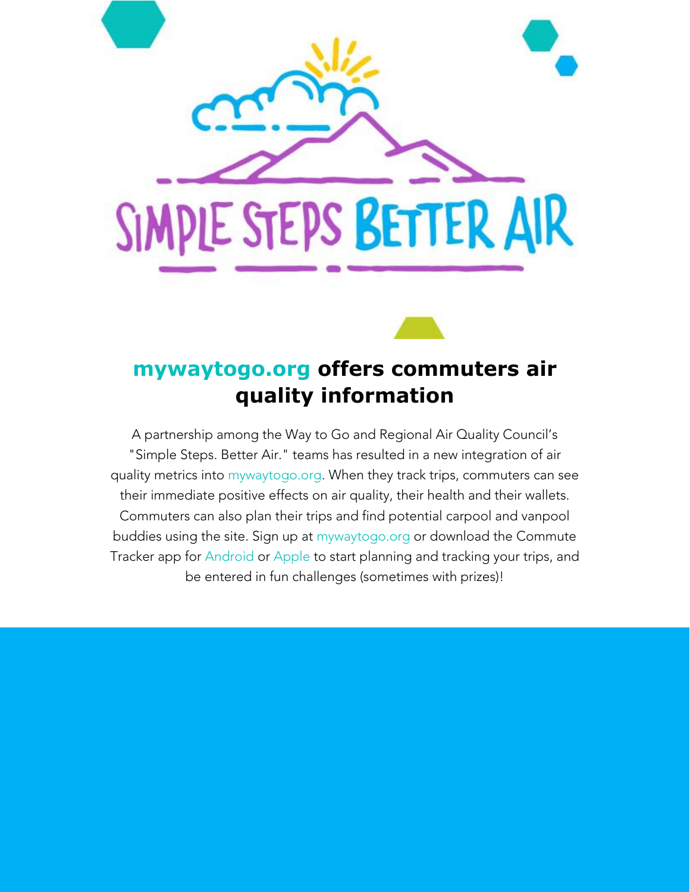SIMPLE STEPS BETTER AIR

## mywaytogo.org offers commuters air quality information

A partnership among the Way to Go and Regional Air Quality Council's "Simple Steps. Better Air." teams has resulted in a new integration of air quality metrics into mywaytogo.org. When they track trips, commuters can see their immediate positive effects on air quality, their health and their wallets. Commuters can also plan their trips and find potential carpool and vanpool buddies using the site. Sign up at mywaytogo.org or download the Commute Tracker app for Android or Apple to start planning and tracking your trips, and be entered in fun challenges (sometimes with prizes)!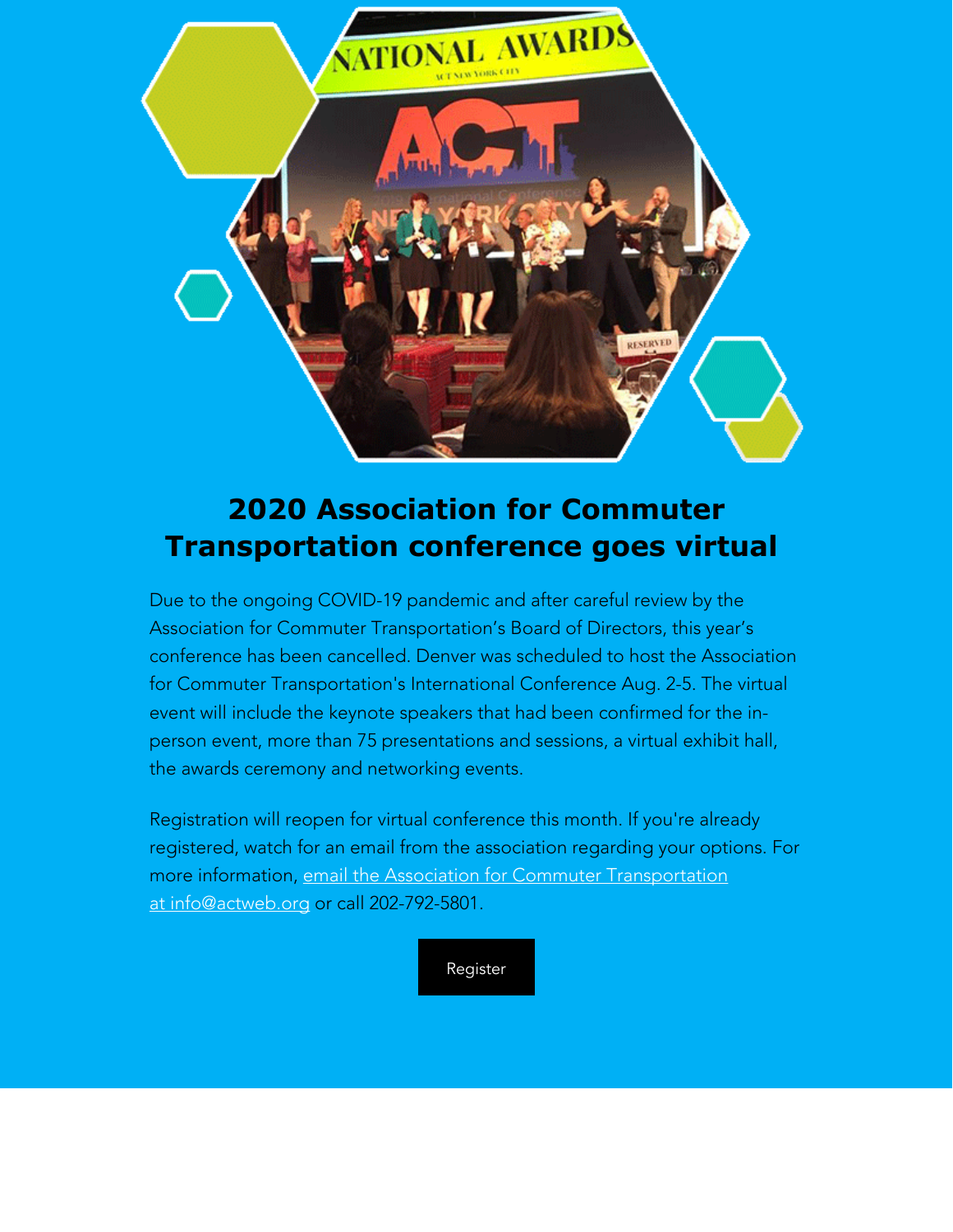# 2020 Association for Commuter Transportation conference goes virtual

Due to the ongoing COVID-19 pandemic and after careful review by the Association for Commuter Transportation's Board of Directors, this year's conference has been cancelled. Denver was scheduled to host the Association for Commuter Transportation's International Conference Aug. 2-5. The virtual event will include the keynote speakers that had been confirmed for the in-person event, more than 75 presentations and sessions, a virtual exhibit hall, the awards ceremony and networking events.

Registration will reopen for virtual conference this month. If you're already registered, watch for an email from the association regarding your options. For more information, email the Association for Commuter Transportation at info@actweb.org or call 202-792-5801.

Register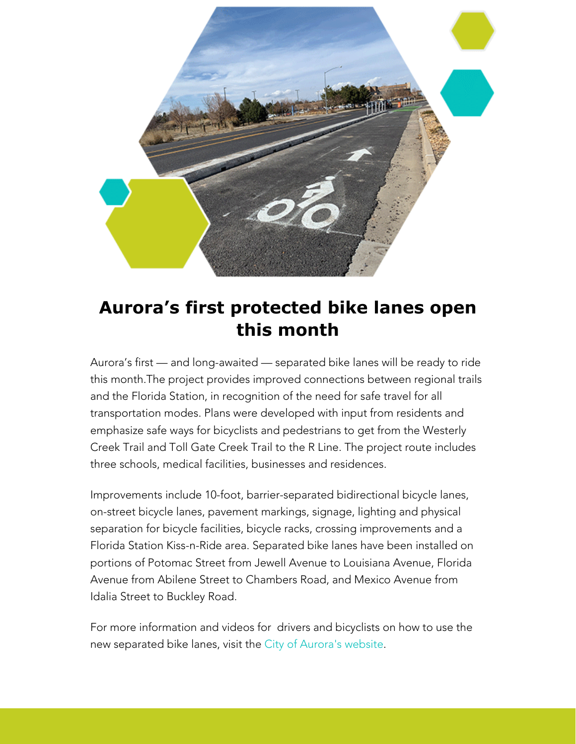# Aurora’s first protected bike lanes open this month

Aurora’s first — and long-awaited — separated bike lanes will be ready to ride this month.The project provides improved connections between regional trails and the Florida Station, in recognition of the need for safe travel for all transportation modes. Plans were developed with input from residents and emphasize safe ways for bicyclists and pedestrians to get from the Westerly Creek Trail and Toll Gate Creek Trail to the R Line. The project route includes three schools, medical facilities, businesses and residences.

Improvements include 10-foot, barrier-separated bidirectional bicycle lanes, on-street bicycle lanes, pavement markings, signage, lighting and physical separation for bicycle facilities, bicycle racks, crossing improvements and a Florida Station Kiss-n-Ride area. Separated bike lanes have been installed on portions of Potomac Street from Jewell Avenue to Louisiana Avenue, Florida Avenue from Abilene Street to Chambers Road, and Mexico Avenue from Idalia Street to Buckley Road.

For more information and videos for drivers and bicyclists on how to use the new separated bike lanes, visit the City of Aurora's website.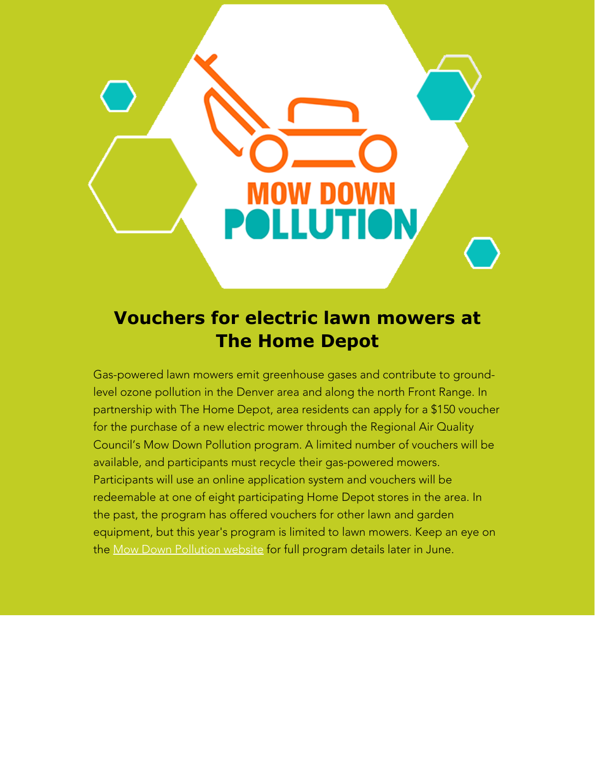MOW DOWN POLLUTION

## Vouchers for electric lawn mowers at The Home Depot

Gas-powered lawn mowers emit greenhouse gases and contribute to ground-level ozone pollution in the Denver area and along the north Front Range. In partnership with The Home Depot, area residents can apply for a $150 voucher for the purchase of a new electric mower through the Regional Air Quality Council's Mow Down Pollution program. A limited number of vouchers will be available, and participants must recycle their gas-powered mowers. Participants will use an online application system and vouchers will be redeemable at one of eight participating Home Depot stores in the area. In the past, the program has offered vouchers for other lawn and garden equipment, but this year's program is limited to lawn mowers. Keep an eye on the Mow Down Pollution website for full program details later in June.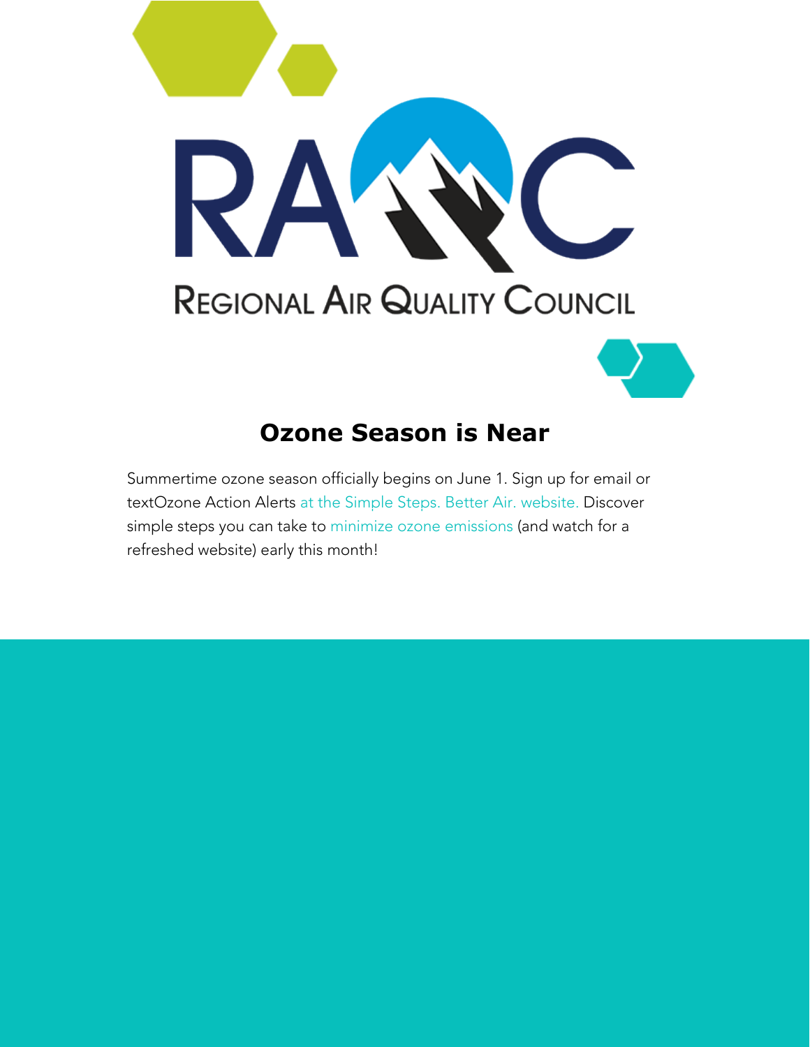REGIONAL AIR QUALITY COUNCIL

## Ozone Season is Near

Summertime ozone season officially begins on June 1. Sign up for email or textOzone Action Alerts at the Simple Steps. Better Air. website. Discover simple steps you can take to minimize ozone emissions (and watch for a refreshed website) early this month!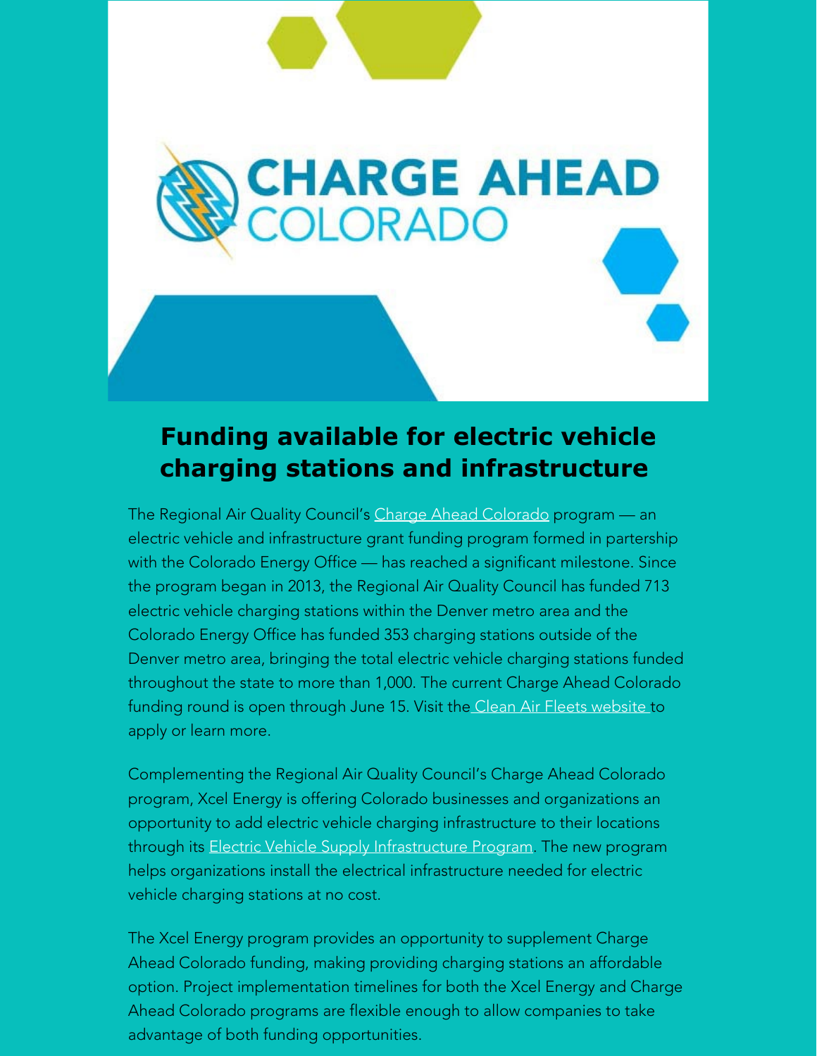## Funding available for electric vehicle charging stations and infrastructure

The Regional Air Quality Council's Charge Ahead Colorado program — an electric vehicle and infrastructure grant funding program formed in partership with the Colorado Energy Office — has reached a significant milestone. Since the program began in 2013, the Regional Air Quality Council has funded 713 electric vehicle charging stations within the Denver metro area and the Colorado Energy Office has funded 353 charging stations outside of the Denver metro area, bringing the total electric vehicle charging stations funded throughout the state to more than 1,000. The current Charge Ahead Colorado funding round is open through June 15. Visit the Clean Air Fleets website to apply or learn more.

Complementing the Regional Air Quality Council's Charge Ahead Colorado program, Xcel Energy is offering Colorado businesses and organizations an opportunity to add electric vehicle charging infrastructure to their locations through its Electric Vehicle Supply Infrastructure Program. The new program helps organizations install the electrical infrastructure needed for electric vehicle charging stations at no cost.

The Xcel Energy program provides an opportunity to supplement Charge Ahead Colorado funding, making providing charging stations an affordable option. Project implementation timelines for both the Xcel Energy and Charge Ahead Colorado programs are flexible enough to allow companies to take advantage of both funding opportunities.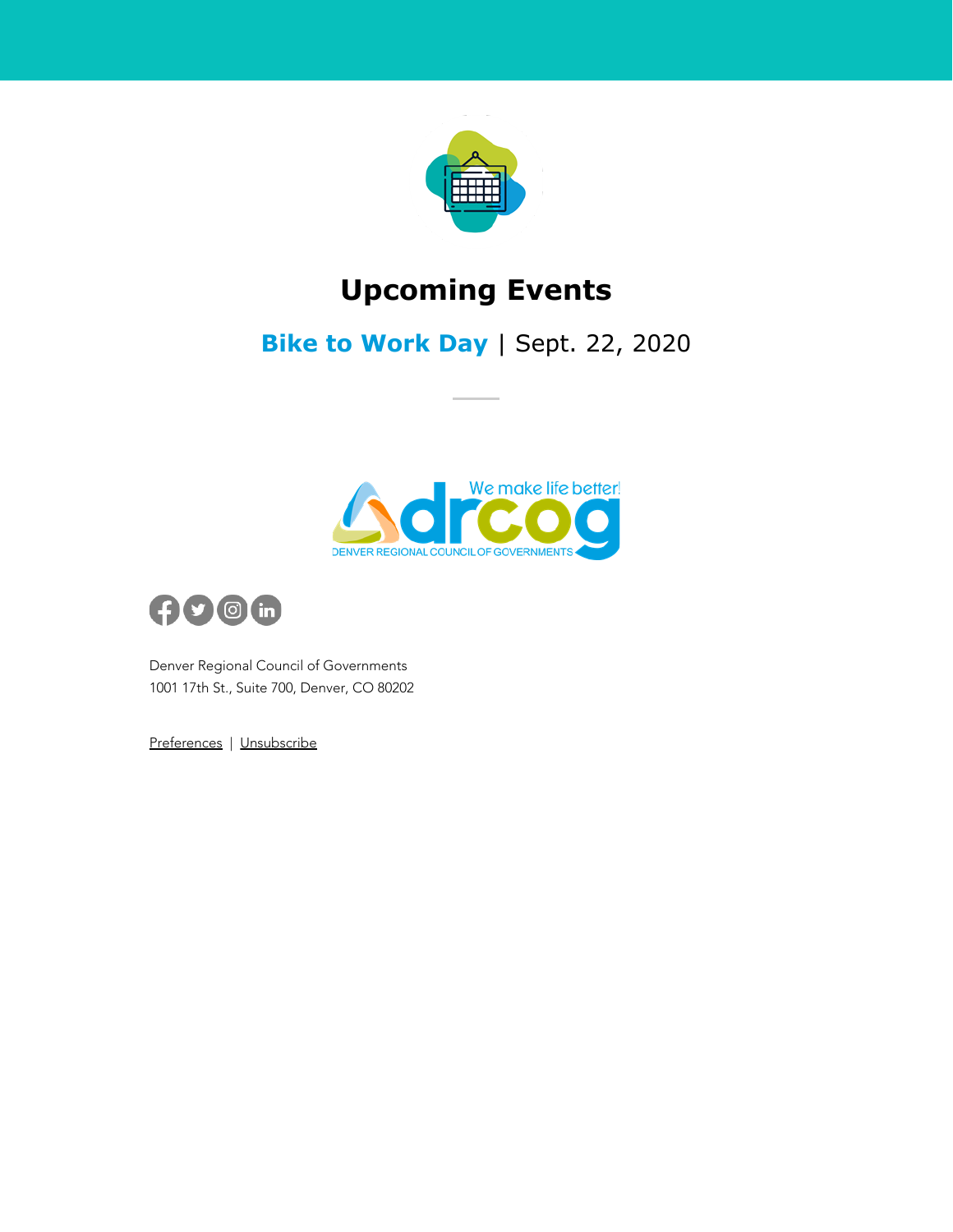## Upcoming Events

**Bike to Work Day** | Sept. 22, 2020

We make life better!

drcog

DENVER REGIONAL COUNCIL OF GOVERNMENTS

Denver Regional Council of Governments
1001 17th St., Suite 700, Denver, CO 80202

Preferences | Unsubscribe